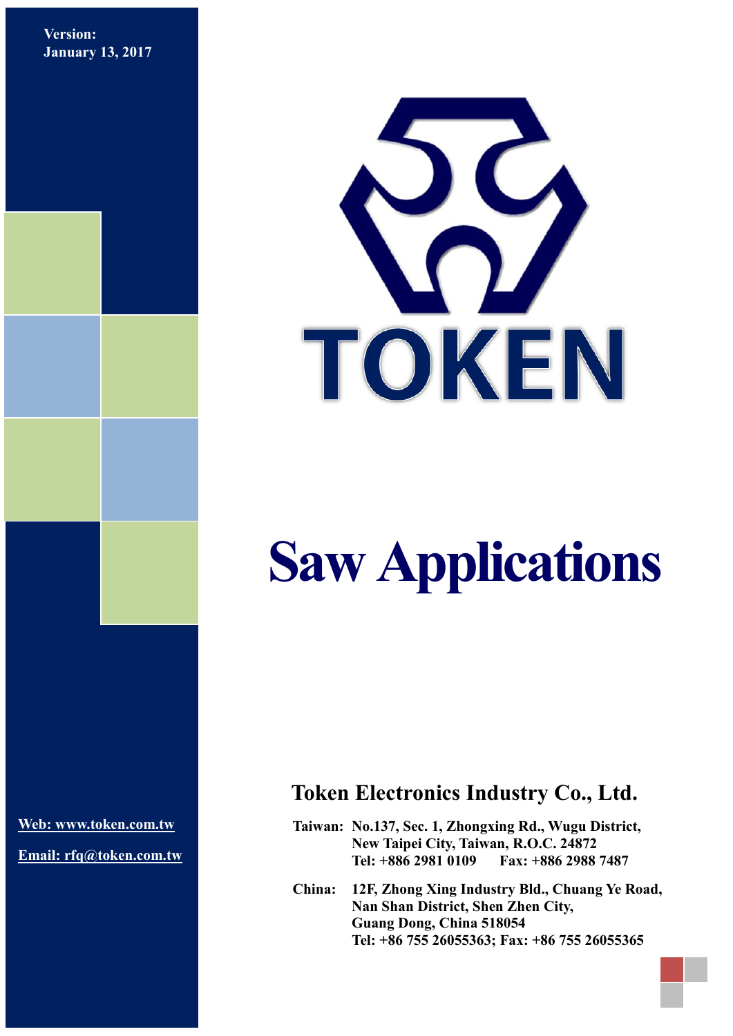**Version:**
**January 13, 2017**

TOKEN

# Saw Applications

## Token Electronics Industry Co., Ltd.

**Taiwan:** No.137, Sec. 1, Zhongxing Rd., Wugu District,
New Taipei City, Taiwan, R.O.C. 24872
Tel: +886 2981 0109 Fax: +886 2988 7487

**China:** 12F, Zhong Xing Industry Bld., Chuang Ye Road,
Nan Shan District, Shen Zhen City,
Guang Dong, China 518054
Tel: +86 755 26055363; Fax: +86 755 26055365

**Web: www.token.com.tw**

**Email: rfq@token.com.tw**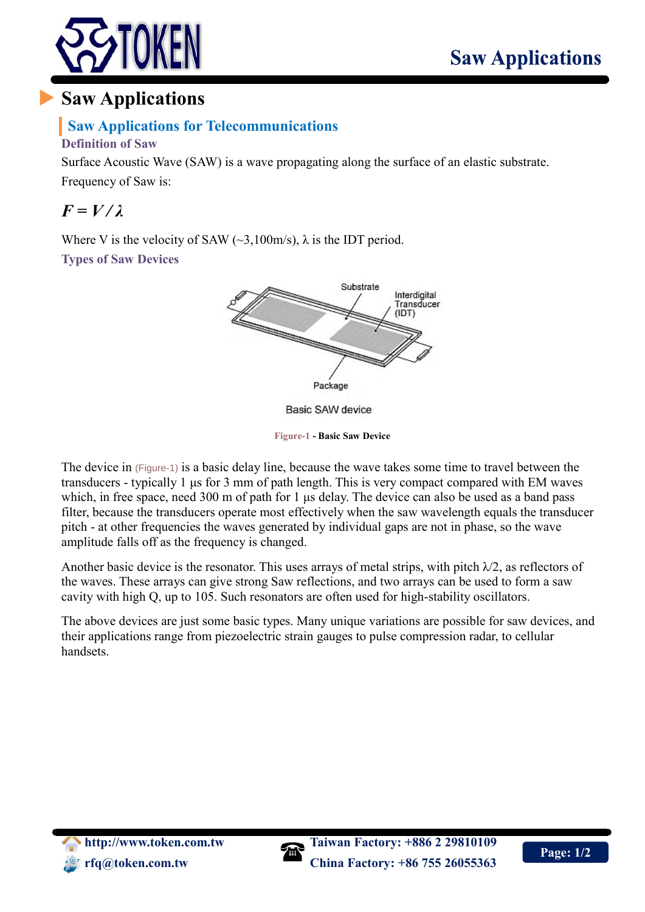# Saw Applications

## Saw Applications for Telecommunications

### Definition of Saw

Surface Acoustic Wave (SAW) is a wave propagating along the surface of an elastic substrate.

Frequency of Saw is:

$$F = V / \lambda$$

Where V is the velocity of SAW (~3,100m/s), $\lambda$ is the IDT period.

### Types of Saw Devices

Figure-1 - Basic Saw Device

The device in (Figure-1) is a basic delay line, because the wave takes some time to travel between the transducers - typically 1 µs for 3 mm of path length. This is very compact compared with EM waves which, in free space, need 300 m of path for 1 µs delay. The device can also be used as a band pass filter, because the transducers operate most effectively when the saw wavelength equals the transducer pitch - at other frequencies the waves generated by individual gaps are not in phase, so the wave amplitude falls off as the frequency is changed.

Another basic device is the resonator. This uses arrays of metal strips, with pitch $\lambda/2$, as reflectors of the waves. These arrays can give strong Saw reflections, and two arrays can be used to form a saw cavity with high Q, up to 105. Such resonators are often used for high-stability oscillators.

The above devices are just some basic types. Many unique variations are possible for saw devices, and their applications range from piezoelectric strain gauges to pulse compression radar, to cellular handsets.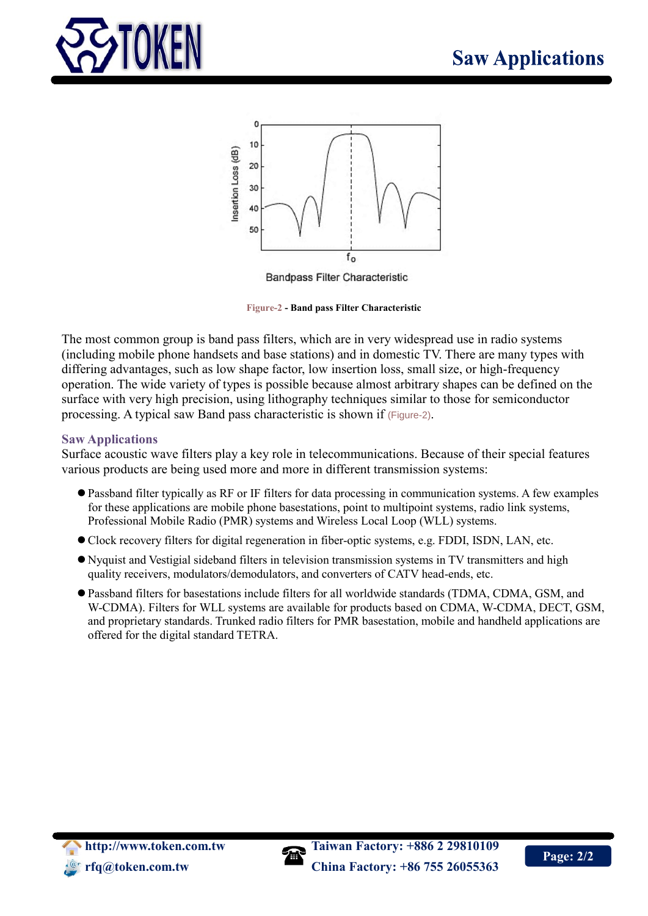Insertion Loss (dB)

0
10
20
30
40
50

$f_o$

Bandpass Filter Characteristic

Figure-2 - **Band pass Filter Characteristic**

The most common group is band pass filters, which are in very widespread use in radio systems (including mobile phone handsets and base stations) and in domestic TV. There are many types with differing advantages, such as low shape factor, low insertion loss, small size, or high-frequency operation. The wide variety of types is possible because almost arbitrary shapes can be defined on the surface with very high precision, using lithography techniques similar to those for semiconductor processing. A typical saw Band pass characteristic is shown if (Figure-2).

### Saw Applications

Surface acoustic wave filters play a key role in telecommunications. Because of their special features various products are being used more and more in different transmission systems:

- Passband filter typically as RF or IF filters for data processing in communication systems. A few examples for these applications are mobile phone basestations, point to multipoint systems, radio link systems, Professional Mobile Radio (PMR) systems and Wireless Local Loop (WLL) systems.
- Clock recovery filters for digital regeneration in fiber-optic systems, e.g. FDDI, ISDN, LAN, etc.
- Nyquist and Vestigial sideband filters in television transmission systems in TV transmitters and high quality receivers, modulators/demodulators, and converters of CATV head-ends, etc.
- Passband filters for basestations include filters for all worldwide standards (TDMA, CDMA, GSM, and W-CDMA). Filters for WLL systems are available for products based on CDMA, W-CDMA, DECT, GSM, and proprietary standards. Trunked radio filters for PMR basestation, mobile and handheld applications are offered for the digital standard TETRA.